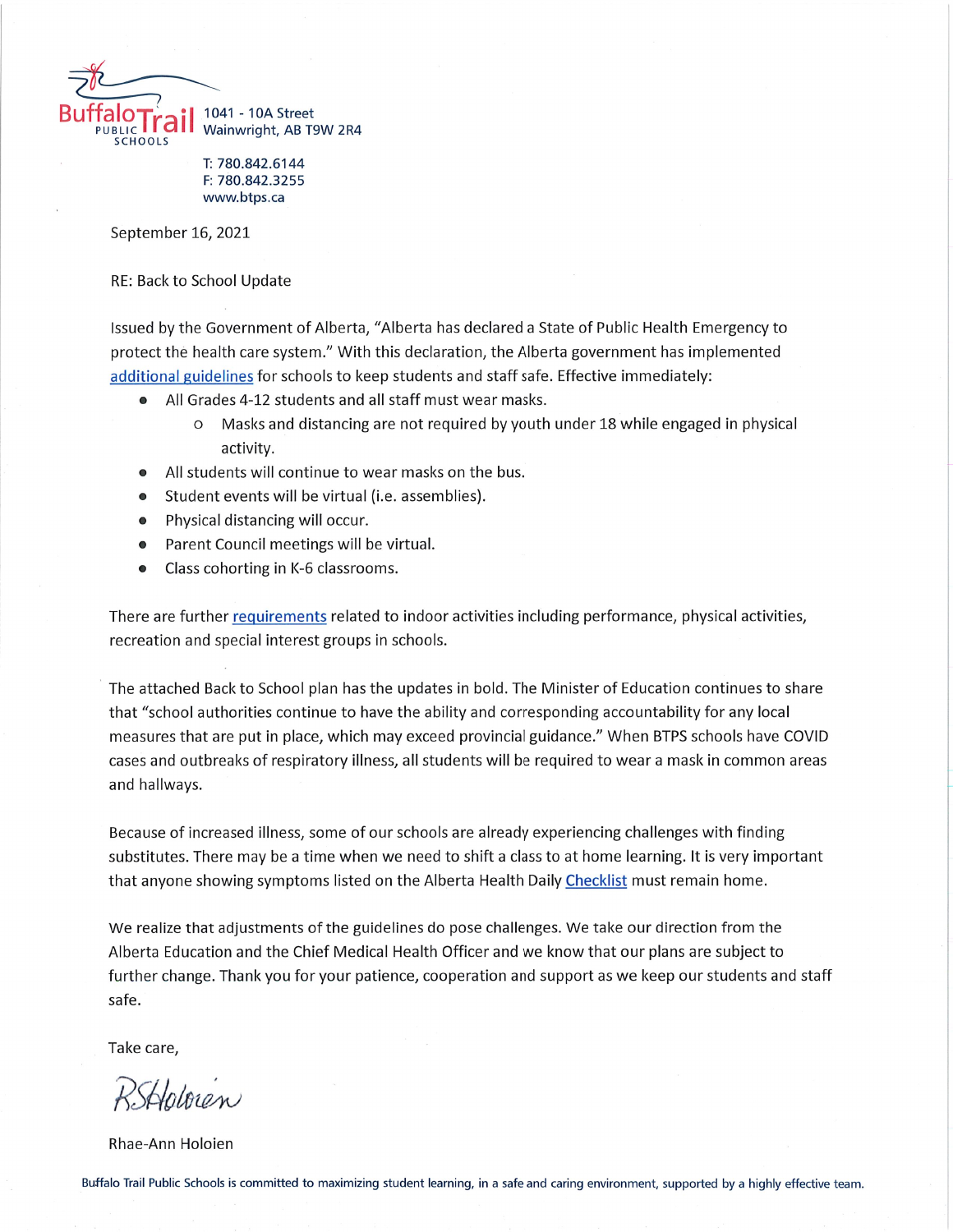Buffalo Trail PUBLIC SCHOOLS

1041 - 10A Street
Wainwright, AB T9W 2R4

T: 780.842.6144
F: 780.842.3255
www.btps.ca

September 16, 2021

RE: Back to School Update

Issued by the Government of Alberta, "Alberta has declared a State of Public Health Emergency to protect the health care system." With this declaration, the Alberta government has implemented additional guidelines for schools to keep students and staff safe. Effective immediately:

- All Grades 4-12 students and all staff must wear masks.
  - Masks and distancing are not required by youth under 18 while engaged in physical activity.
- All students will continue to wear masks on the bus.
- Student events will be virtual (i.e. assemblies).
- Physical distancing will occur.
- Parent Council meetings will be virtual.
- Class cohorting in K-6 classrooms.

There are further requirements related to indoor activities including performance, physical activities, recreation and special interest groups in schools.

The attached Back to School plan has the updates in bold. The Minister of Education continues to share that "school authorities continue to have the ability and corresponding accountability for any local measures that are put in place, which may exceed provincial guidance." When BTPS schools have COVID cases and outbreaks of respiratory illness, all students will be required to wear a mask in common areas and hallways.

Because of increased illness, some of our schools are already experiencing challenges with finding substitutes. There may be a time when we need to shift a class to at home learning. It is very important that anyone showing symptoms listed on the Alberta Health Daily Checklist must remain home.

We realize that adjustments of the guidelines do pose challenges. We take our direction from the Alberta Education and the Chief Medical Health Officer and we know that our plans are subject to further change. Thank you for your patience, cooperation and support as we keep our students and staff safe.

Take care,

RSHoloien

Rhae-Ann Holoien

Buffalo Trail Public Schools is committed to maximizing student learning, in a safe and caring environment, supported by a highly effective team.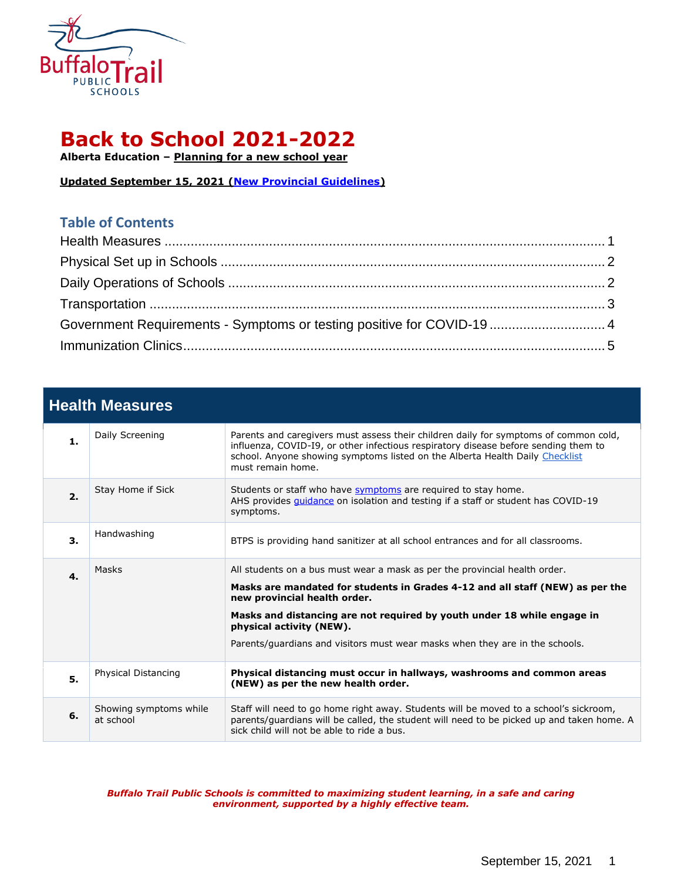# Back to School 2021-2022

**Alberta Education – Planning for a new school year**

**Updated September 15, 2021 (New Provincial Guidelines)**

## Table of Contents

Health Measures ........................................................................................................... 1
Physical Set up in Schools ............................................................................................ 2
Daily Operations of Schools .......................................................................................... 2
Transportation .............................................................................................................. 3
Government Requirements - Symptoms or testing positive for COVID-19 ............................... 4
Immunization Clinics...................................................................................................... 5

## Health Measures

| | | |
|---|---|---|
| **1.** | Daily Screening | Parents and caregivers must assess their children daily for symptoms of common cold, influenza, COVID-I9, or other infectious respiratory disease before sending them to school. Anyone showing symptoms listed on the Alberta Health Daily Checklist must remain home. |
| **2.** | Stay Home if Sick | Students or staff who have symptoms are required to stay home. AHS provides guidance on isolation and testing if a staff or student has COVID-19 symptoms. |
| **3.** | Handwashing | BTPS is providing hand sanitizer at all school entrances and for all classrooms. |
| **4.** | Masks | All students on a bus must wear a mask as per the provincial health order. **Masks are mandated for students in Grades 4-12 and all staff (NEW) as per the new provincial health order.** **Masks and distancing are not required by youth under 18 while engage in physical activity (NEW).** Parents/guardians and visitors must wear masks when they are in the schools. |
| **5.** | Physical Distancing | **Physical distancing must occur in hallways, washrooms and common areas (NEW) as per the new health order.** |
| **6.** | Showing symptoms while at school | Staff will need to go home right away. Students will be moved to a school's sickroom, parents/guardians will be called, the student will need to be picked up and taken home. A sick child will not be able to ride a bus. |

***Buffalo Trail Public Schools is committed to maximizing student learning, in a safe and caring environment, supported by a highly effective team.***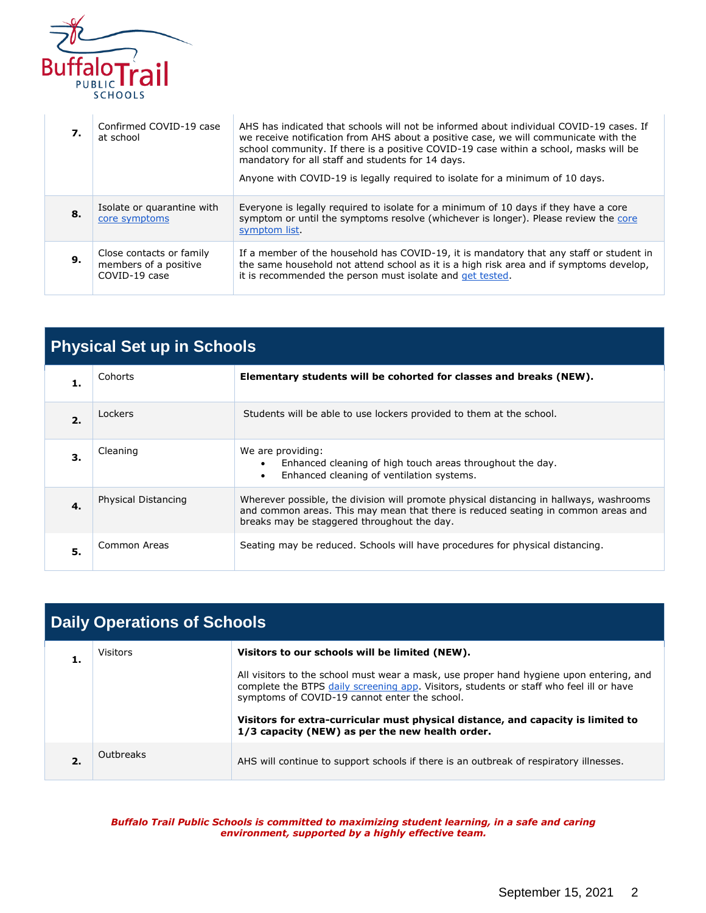| | | |
|---|---|---|
| **7.** | Confirmed COVID-19 case at school | AHS has indicated that schools will not be informed about individual COVID-19 cases. If we receive notification from AHS about a positive case, we will communicate with the school community. If there is a positive COVID-19 case within a school, masks will be mandatory for all staff and students for 14 days.<br><br>Anyone with COVID-19 is legally required to isolate for a minimum of 10 days. |
| **8.** | Isolate or quarantine with core symptoms | Everyone is legally required to isolate for a minimum of 10 days if they have a core symptom or until the symptoms resolve (whichever is longer). Please review the core symptom list. |
| **9.** | Close contacts or family members of a positive COVID-19 case | If a member of the household has COVID-19, it is mandatory that any staff or student in the same household not attend school as it is a high risk area and if symptoms develop, it is recommended the person must isolate and get tested. |

## Physical Set up in Schools

| | | |
|---|---|---|
| **1.** | Cohorts | **Elementary students will be cohorted for classes and breaks (NEW).** |
| **2.** | Lockers | Students will be able to use lockers provided to them at the school. |
| **3.** | Cleaning | We are providing:<br>• Enhanced cleaning of high touch areas throughout the day.<br>• Enhanced cleaning of ventilation systems. |
| **4.** | Physical Distancing | Wherever possible, the division will promote physical distancing in hallways, washrooms and common areas. This may mean that there is reduced seating in common areas and breaks may be staggered throughout the day. |
| **5.** | Common Areas | Seating may be reduced. Schools will have procedures for physical distancing. |

## Daily Operations of Schools

| | | |
|---|---|---|
| **1.** | Visitors | **Visitors to our schools will be limited (NEW).**<br><br>All visitors to the school must wear a mask, use proper hand hygiene upon entering, and complete the BTPS daily screening app. Visitors, students or staff who feel ill or have symptoms of COVID-19 cannot enter the school.<br><br>**Visitors for extra-curricular must physical distance, and capacity is limited to 1/3 capacity (NEW) as per the new health order.** |
| **2.** | Outbreaks | AHS will continue to support schools if there is an outbreak of respiratory illnesses. |

***Buffalo Trail Public Schools is committed to maximizing student learning, in a safe and caring environment, supported by a highly effective team.***

September 15, 2021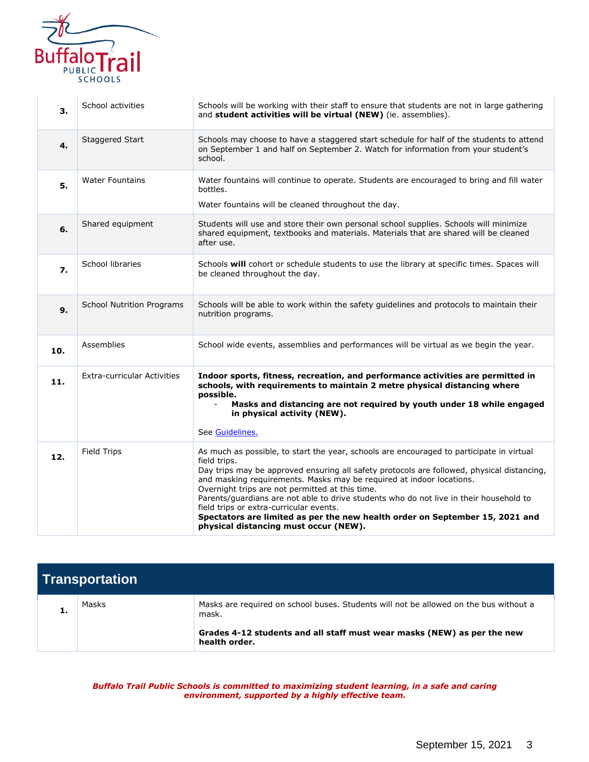| | | |
|---|---|---|
| **3.** | School activities | Schools will be working with their staff to ensure that students are not in large gathering and **student activities will be virtual (NEW)** (ie. assemblies). |
| **4.** | Staggered Start | Schools may choose to have a staggered start schedule for half of the students to attend on September 1 and half on September 2. Watch for information from your student's school. |
| **5.** | Water Fountains | Water fountains will continue to operate. Students are encouraged to bring and fill water bottles.<br><br>Water fountains will be cleaned throughout the day. |
| **6.** | Shared equipment | Students will use and store their own personal school supplies. Schools will minimize shared equipment, textbooks and materials. Materials that are shared will be cleaned after use. |
| **7.** | School libraries | Schools **will** cohort or schedule students to use the library at specific times. Spaces will be cleaned throughout the day. |
| **9.** | School Nutrition Programs | Schools will be able to work within the safety guidelines and protocols to maintain their nutrition programs. |
| **10.** | Assemblies | School wide events, assemblies and performances will be virtual as we begin the year. |
| **11.** | Extra-curricular Activities | **Indoor sports, fitness, recreation, and performance activities are permitted in schools, with requirements to maintain 2 metre physical distancing where possible.**<br>- **Masks and distancing are not required by youth under 18 while engaged in physical activity (NEW).**<br><br>See Guidelines. |
| **12.** | Field Trips | As much as possible, to start the year, schools are encouraged to participate in virtual field trips.<br>Day trips may be approved ensuring all safety protocols are followed, physical distancing, and masking requirements. Masks may be required at indoor locations.<br>Overnight trips are not permitted at this time.<br>Parents/guardians are not able to drive students who do not live in their household to field trips or extra-curricular events.<br>**Spectators are limited as per the new health order on September 15, 2021 and physical distancing must occur (NEW).** |

## Transportation

| | | |
|---|---|---|
| **1.** | Masks | Masks are required on school buses. Students will not be allowed on the bus without a mask.<br><br>**Grades 4-12 students and all staff must wear masks (NEW) as per the new health order.** |

***Buffalo Trail Public Schools is committed to maximizing student learning, in a safe and caring environment, supported by a highly effective team.***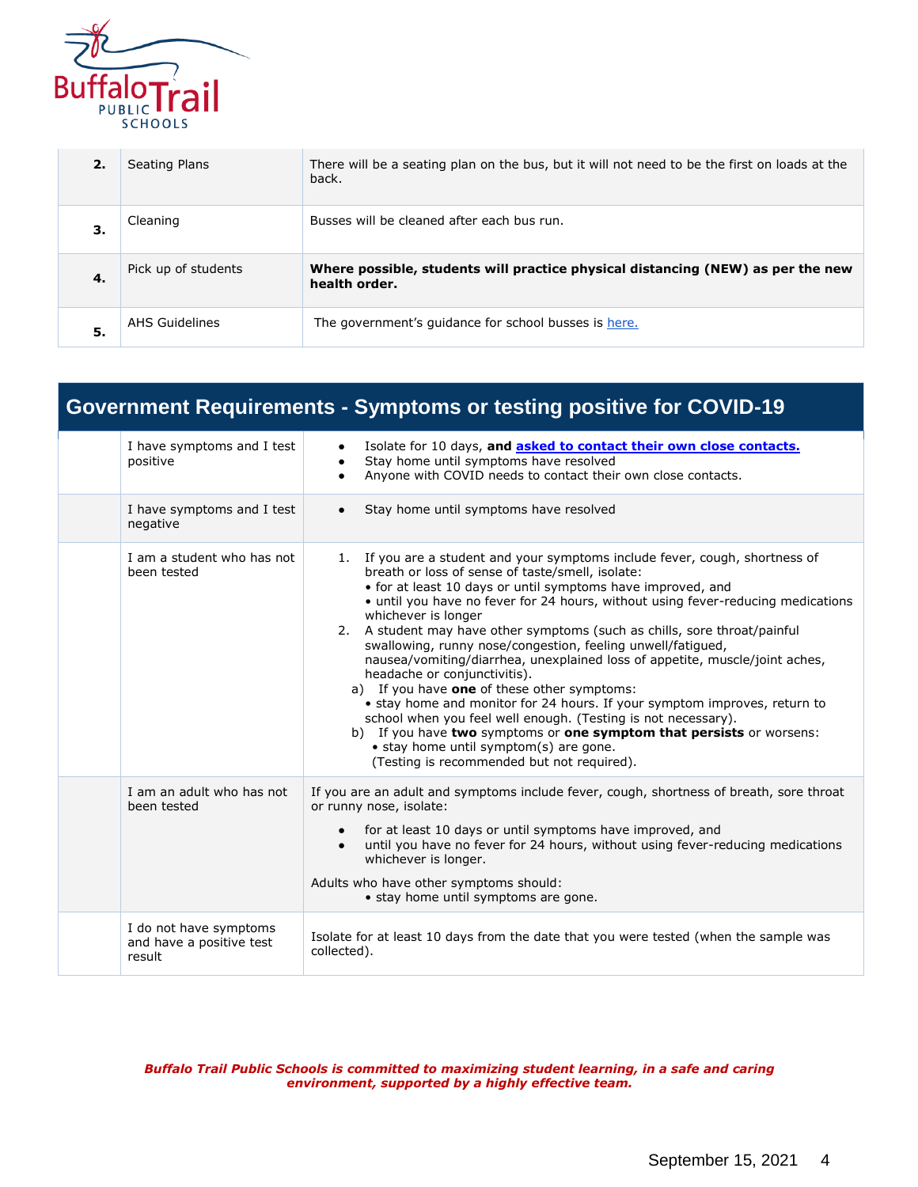| | | |
|---|---|---|
| **2.** | Seating Plans | There will be a seating plan on the bus, but it will not need to be the first on loads at the back. |
| **3.** | Cleaning | Busses will be cleaned after each bus run. |
| **4.** | Pick up of students | **Where possible, students will practice physical distancing (NEW) as per the new health order.** |
| **5.** | AHS Guidelines | The government's guidance for school busses is here. |

## Government Requirements - Symptoms or testing positive for COVID-19

| | | |
|---|---|---|
| | I have symptoms and I test positive | • Isolate for 10 days, **and asked to contact their own close contacts.**<br>• Stay home until symptoms have resolved<br>• Anyone with COVID needs to contact their own close contacts. |
| | I have symptoms and I test negative | • Stay home until symptoms have resolved |
| | I am a student who has not been tested | 1. If you are a student and your symptoms include fever, cough, shortness of breath or loss of sense of taste/smell, isolate:<br>• for at least 10 days or until symptoms have improved, and<br>• until you have no fever for 24 hours, without using fever-reducing medications whichever is longer<br>2. A student may have other symptoms (such as chills, sore throat/painful swallowing, runny nose/congestion, feeling unwell/fatigued, nausea/vomiting/diarrhea, unexplained loss of appetite, muscle/joint aches, headache or conjunctivitis).<br>a) If you have **one** of these other symptoms:<br>• stay home and monitor for 24 hours. If your symptom improves, return to school when you feel well enough. (Testing is not necessary).<br>b) If you have **two** symptoms or **one symptom that persists** or worsens:<br>• stay home until symptom(s) are gone.<br>(Testing is recommended but not required). |
| | I am an adult who has not been tested | If you are an adult and symptoms include fever, cough, shortness of breath, sore throat or runny nose, isolate:<br>• for at least 10 days or until symptoms have improved, and<br>• until you have no fever for 24 hours, without using fever-reducing medications whichever is longer.<br>Adults who have other symptoms should:<br>• stay home until symptoms are gone. |
| | I do not have symptoms and have a positive test result | Isolate for at least 10 days from the date that you were tested (when the sample was collected). |

***Buffalo Trail Public Schools is committed to maximizing student learning, in a safe and caring environment, supported by a highly effective team.***

September 15, 2021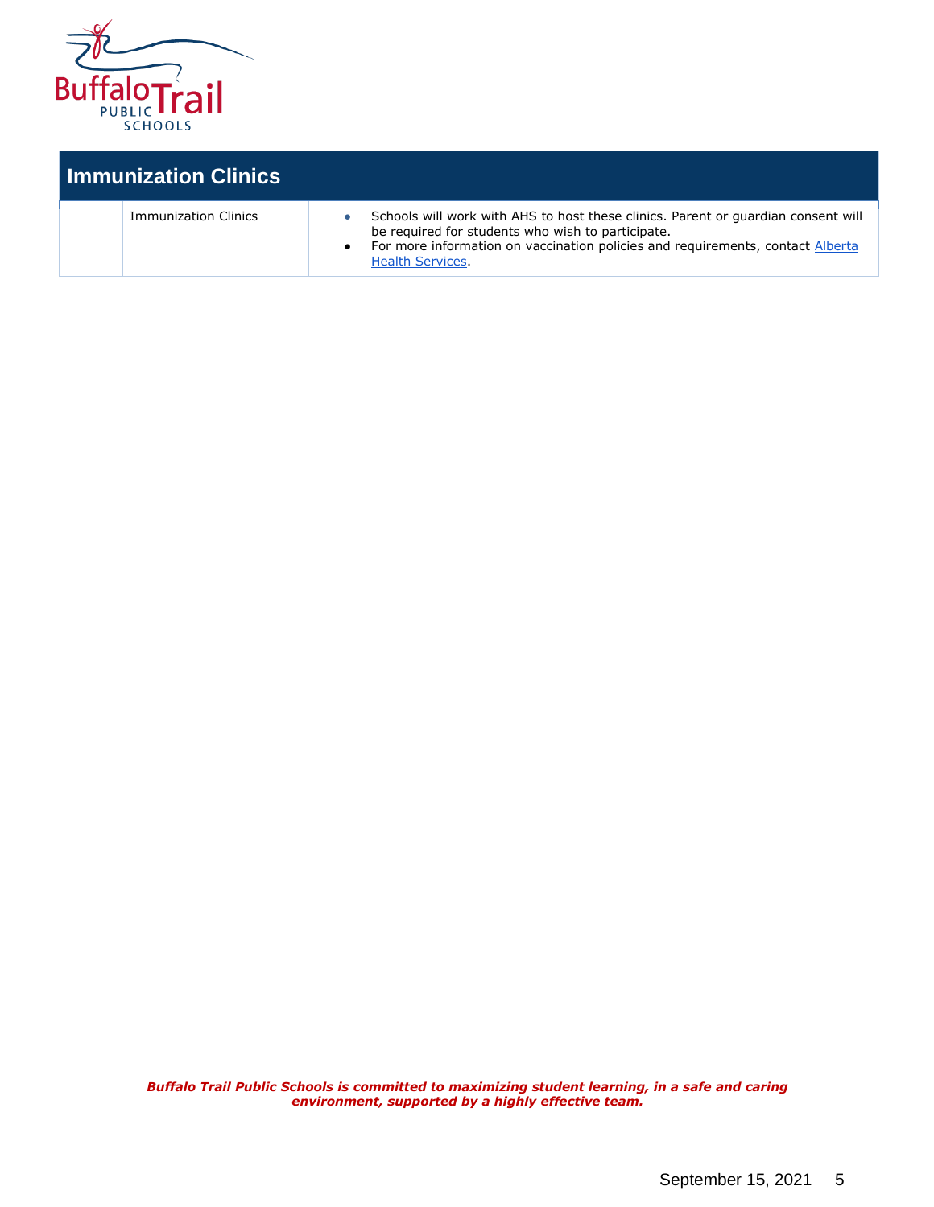## Immunization Clinics

| | | |
|---|---|---|
| | Immunization Clinics | • Schools will work with AHS to host these clinics. Parent or guardian consent will be required for students who wish to participate.<br>• For more information on vaccination policies and requirements, contact Alberta Health Services. |

***Buffalo Trail Public Schools is committed to maximizing student learning, in a safe and caring environment, supported by a highly effective team.***

September 15, 2021